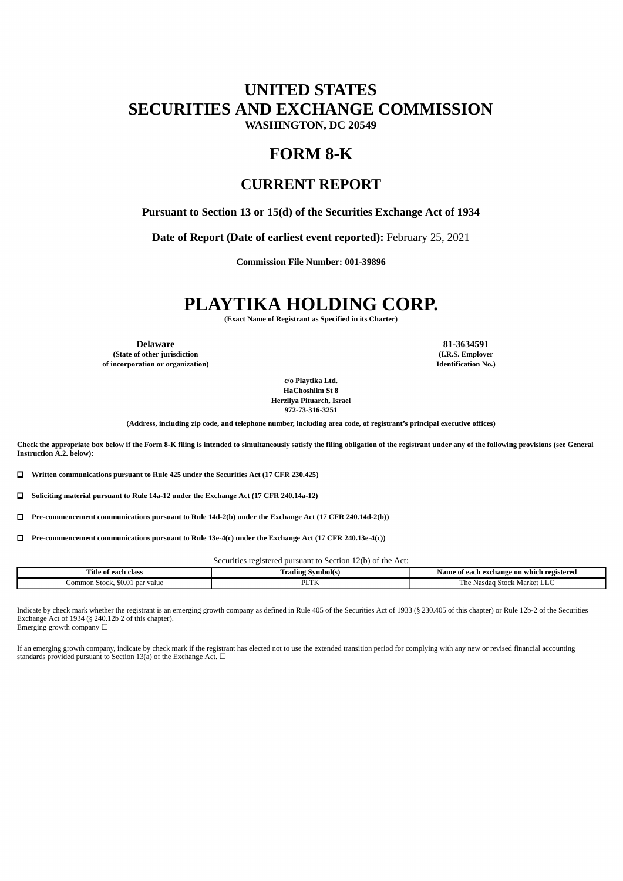# UNITED STATES
# SECURITIES AND EXCHANGE COMMISSION

**WASHINGTON, DC 20549**

# FORM 8-K

## CURRENT REPORT

**Pursuant to Section 13 or 15(d) of the Securities Exchange Act of 1934**

**Date of Report (Date of earliest event reported):** February 25, 2021

**Commission File Number: 001-39896**

# PLAYTIKA HOLDING CORP.

**(Exact Name of Registrant as Specified in its Charter)**

| **Delaware** | **81-3634591** |
|---|---|
| **(State of other jurisdiction of incorporation or organization)** | **(I.R.S. Employer Identification No.)** |

**c/o Playtika Ltd.**
**HaChoshlim St 8**
**Herzliya Pituarch, Israel**
**972-73-316-3251**

**(Address, including zip code, and telephone number, including area code, of registrant's principal executive offices)**

**Check the appropriate box below if the Form 8-K filing is intended to simultaneously satisfy the filing obligation of the registrant under any of the following provisions (see General Instruction A.2. below):**

☐ **Written communications pursuant to Rule 425 under the Securities Act (17 CFR 230.425)**

☐ **Soliciting material pursuant to Rule 14a-12 under the Exchange Act (17 CFR 240.14a-12)**

☐ **Pre-commencement communications pursuant to Rule 14d-2(b) under the Exchange Act (17 CFR 240.14d-2(b))**

☐ **Pre-commencement communications pursuant to Rule 13e-4(c) under the Exchange Act (17 CFR 240.13e-4(c))**

Securities registered pursuant to Section 12(b) of the Act:

| Title of each class | Trading Symbol(s) | Name of each exchange on which registered |
|---|---|---|
| Common Stock, $0.01 par value | PLTK | The Nasdaq Stock Market LLC |

Indicate by check mark whether the registrant is an emerging growth company as defined in Rule 405 of the Securities Act of 1933 (§ 230.405 of this chapter) or Rule 12b-2 of the Securities Exchange Act of 1934 (§ 240.12b 2 of this chapter).
Emerging growth company ☐

If an emerging growth company, indicate by check mark if the registrant has elected not to use the extended transition period for complying with any new or revised financial accounting standards provided pursuant to Section 13(a) of the Exchange Act. ☐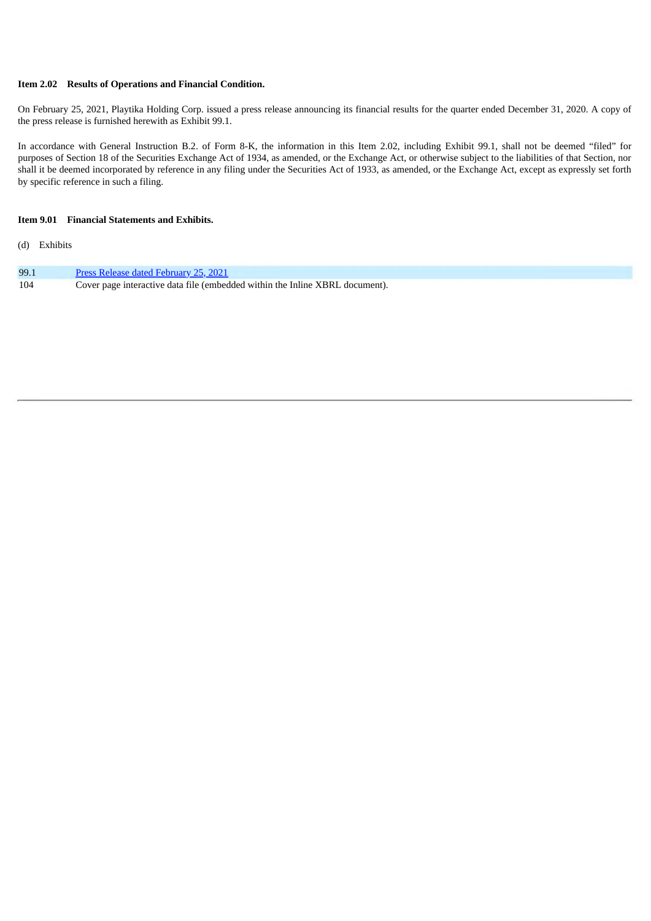**Item 2.02 Results of Operations and Financial Condition.**

On February 25, 2021, Playtika Holding Corp. issued a press release announcing its financial results for the quarter ended December 31, 2020. A copy of the press release is furnished herewith as Exhibit 99.1.

In accordance with General Instruction B.2. of Form 8-K, the information in this Item 2.02, including Exhibit 99.1, shall not be deemed "filed" for purposes of Section 18 of the Securities Exchange Act of 1934, as amended, or the Exchange Act, or otherwise subject to the liabilities of that Section, nor shall it be deemed incorporated by reference in any filing under the Securities Act of 1933, as amended, or the Exchange Act, except as expressly set forth by specific reference in such a filing.

**Item 9.01 Financial Statements and Exhibits.**

(d) Exhibits

| | |
|---|---|
| 99.1 | Press Release dated February 25, 2021 |
| 104 | Cover page interactive data file (embedded within the Inline XBRL document). |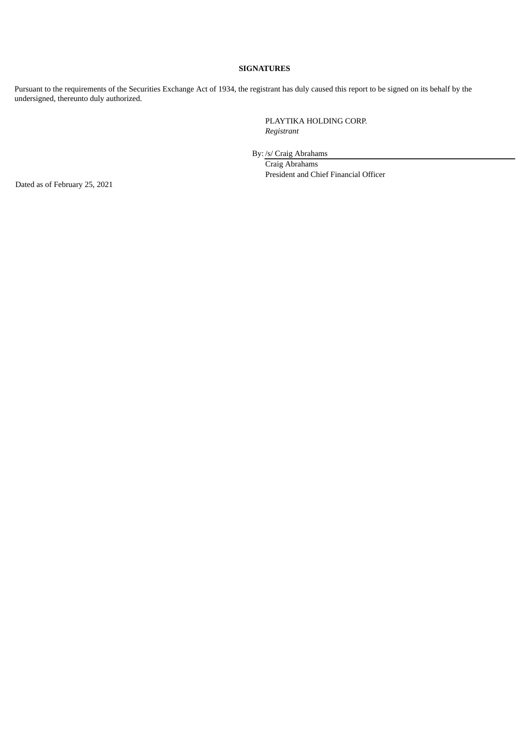**SIGNATURES**

Pursuant to the requirements of the Securities Exchange Act of 1934, the registrant has duly caused this report to be signed on its behalf by the undersigned, thereunto duly authorized.

PLAYTIKA HOLDING CORP.
*Registrant*

By: /s/ Craig Abrahams
Craig Abrahams
President and Chief Financial Officer

Dated as of February 25, 2021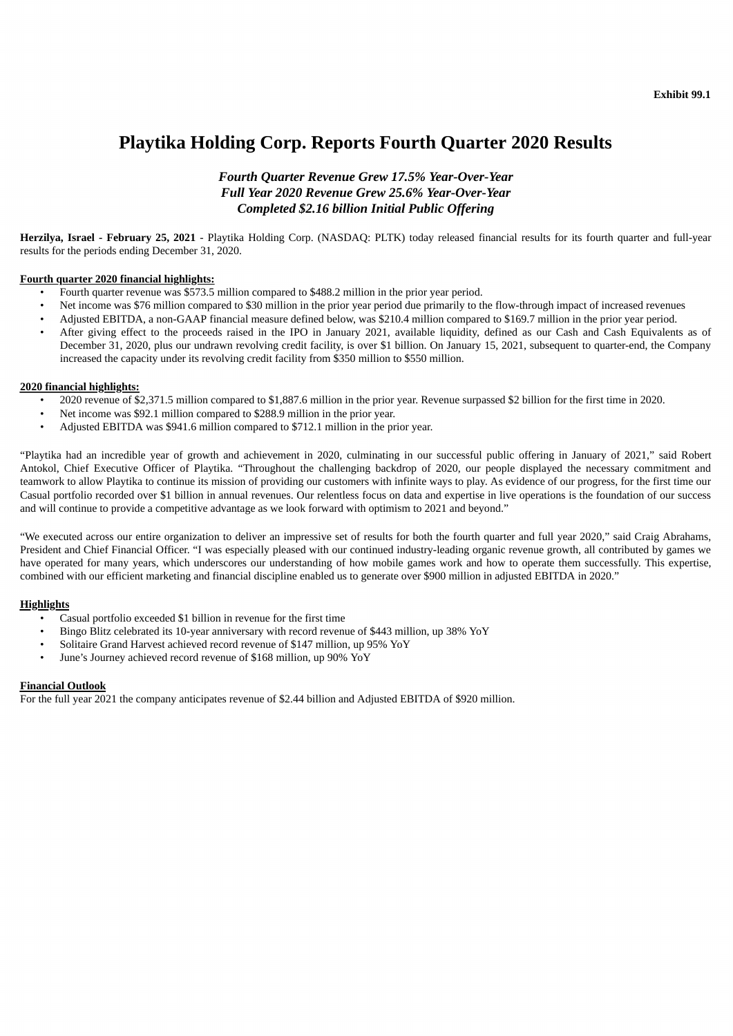**Exhibit 99.1**

# Playtika Holding Corp. Reports Fourth Quarter 2020 Results

***Fourth Quarter Revenue Grew 17.5% Year-Over-Year***
***Full Year 2020 Revenue Grew 25.6% Year-Over-Year***
***Completed $2.16 billion Initial Public Offering***

**Herzilya, Israel - February 25, 2021** - Playtika Holding Corp. (NASDAQ: PLTK) today released financial results for its fourth quarter and full-year results for the periods ending December 31, 2020.

**Fourth quarter 2020 financial highlights:**

- Fourth quarter revenue was $573.5 million compared to $488.2 million in the prior year period.
- Net income was $76 million compared to $30 million in the prior year period due primarily to the flow-through impact of increased revenues
- Adjusted EBITDA, a non-GAAP financial measure defined below, was $210.4 million compared to $169.7 million in the prior year period.
- After giving effect to the proceeds raised in the IPO in January 2021, available liquidity, defined as our Cash and Cash Equivalents as of December 31, 2020, plus our undrawn revolving credit facility, is over $1 billion. On January 15, 2021, subsequent to quarter-end, the Company increased the capacity under its revolving credit facility from $350 million to $550 million.

**2020 financial highlights:**

- 2020 revenue of $2,371.5 million compared to $1,887.6 million in the prior year. Revenue surpassed $2 billion for the first time in 2020.
- Net income was $92.1 million compared to $288.9 million in the prior year.
- Adjusted EBITDA was $941.6 million compared to $712.1 million in the prior year.

"Playtika had an incredible year of growth and achievement in 2020, culminating in our successful public offering in January of 2021," said Robert Antokol, Chief Executive Officer of Playtika. "Throughout the challenging backdrop of 2020, our people displayed the necessary commitment and teamwork to allow Playtika to continue its mission of providing our customers with infinite ways to play. As evidence of our progress, for the first time our Casual portfolio recorded over $1 billion in annual revenues. Our relentless focus on data and expertise in live operations is the foundation of our success and will continue to provide a competitive advantage as we look forward with optimism to 2021 and beyond."

"We executed across our entire organization to deliver an impressive set of results for both the fourth quarter and full year 2020," said Craig Abrahams, President and Chief Financial Officer. "I was especially pleased with our continued industry-leading organic revenue growth, all contributed by games we have operated for many years, which underscores our understanding of how mobile games work and how to operate them successfully. This expertise, combined with our efficient marketing and financial discipline enabled us to generate over $900 million in adjusted EBITDA in 2020."

**Highlights**

- Casual portfolio exceeded $1 billion in revenue for the first time
- Bingo Blitz celebrated its 10-year anniversary with record revenue of $443 million, up 38% YoY
- Solitaire Grand Harvest achieved record revenue of $147 million, up 95% YoY
- June's Journey achieved record revenue of $168 million, up 90% YoY

**Financial Outlook**

For the full year 2021 the company anticipates revenue of $2.44 billion and Adjusted EBITDA of $920 million.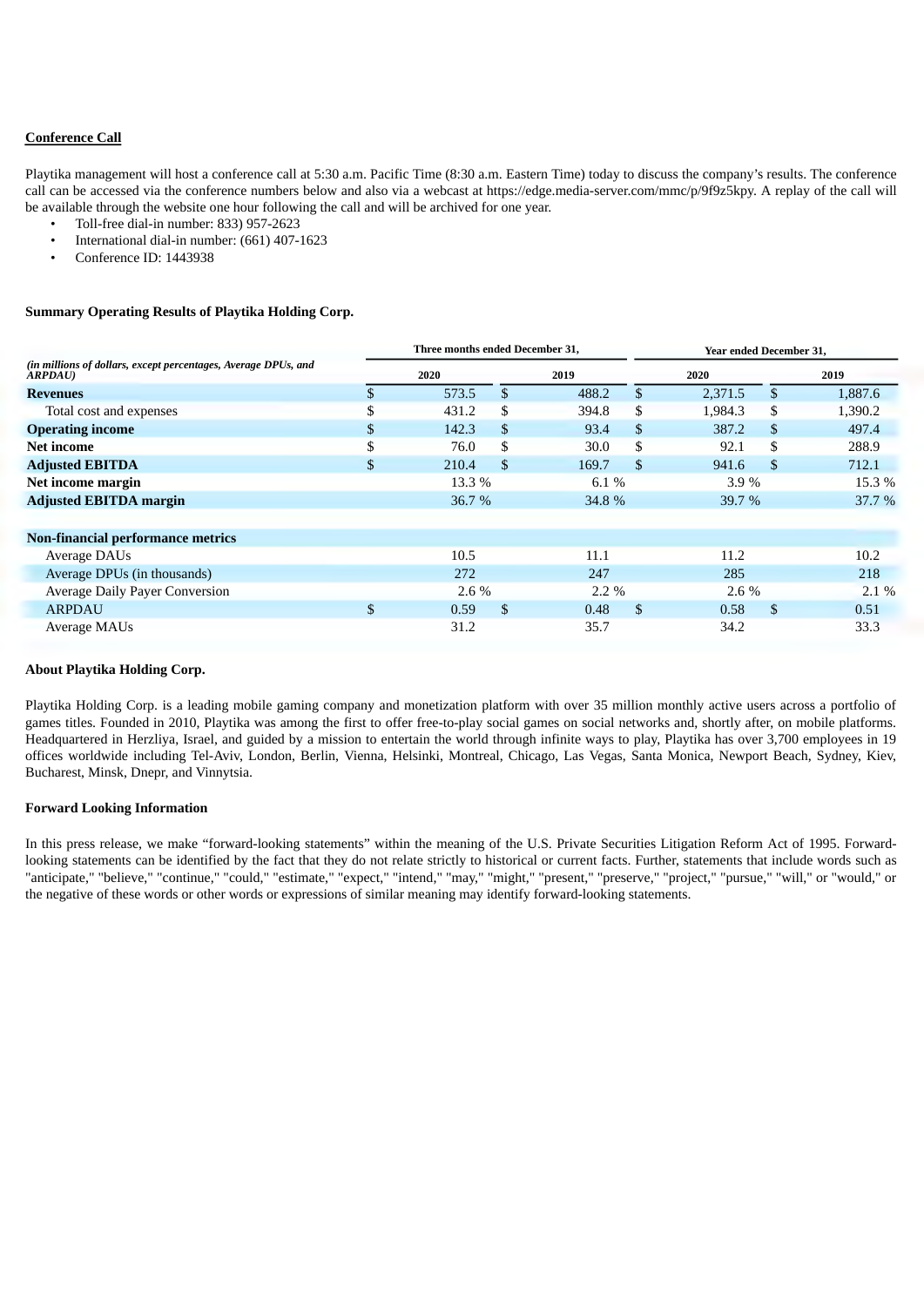**Conference Call**

Playtika management will host a conference call at 5:30 a.m. Pacific Time (8:30 a.m. Eastern Time) today to discuss the company's results. The conference call can be accessed via the conference numbers below and also via a webcast at https://edge.media-server.com/mmc/p/9f9z5kpy. A replay of the call will be available through the website one hour following the call and will be archived for one year.

- Toll-free dial-in number: 833) 957-2623
- International dial-in number: (661) 407-1623
- Conference ID: 1443938

**Summary Operating Results of Playtika Holding Corp.**

| *(in millions of dollars, except percentages, Average DPUs, and ARPDAU)* | Three months ended December 31, 2020 | Three months ended December 31, 2019 | Year ended December 31, 2020 | Year ended December 31, 2019 |
|---|---|---|---|---|
| **Revenues** | $ 573.5 | $ 488.2 | $ 2,371.5 | $ 1,887.6 |
| Total cost and expenses | $ 431.2 | $ 394.8 | $ 1,984.3 | $ 1,390.2 |
| **Operating income** | $ 142.3 | $ 93.4 | $ 387.2 | $ 497.4 |
| **Net income** | $ 76.0 | $ 30.0 | $ 92.1 | $ 288.9 |
| **Adjusted EBITDA** | $ 210.4 | $ 169.7 | $ 941.6 | $ 712.1 |
| **Net income margin** | 13.3 % | 6.1 % | 3.9 % | 15.3 % |
| **Adjusted EBITDA margin** | 36.7 % | 34.8 % | 39.7 % | 37.7 % |
| | | | | |
| **Non-financial performance metrics** | | | | |
| Average DAUs | 10.5 | 11.1 | 11.2 | 10.2 |
| Average DPUs (in thousands) | 272 | 247 | 285 | 218 |
| Average Daily Payer Conversion | 2.6 % | 2.2 % | 2.6 % | 2.1 % |
| ARPDAU | $ 0.59 | $ 0.48 | $ 0.58 | $ 0.51 |
| Average MAUs | 31.2 | 35.7 | 34.2 | 33.3 |

**About Playtika Holding Corp.**

Playtika Holding Corp. is a leading mobile gaming company and monetization platform with over 35 million monthly active users across a portfolio of games titles. Founded in 2010, Playtika was among the first to offer free-to-play social games on social networks and, shortly after, on mobile platforms. Headquartered in Herzliya, Israel, and guided by a mission to entertain the world through infinite ways to play, Playtika has over 3,700 employees in 19 offices worldwide including Tel-Aviv, London, Berlin, Vienna, Helsinki, Montreal, Chicago, Las Vegas, Santa Monica, Newport Beach, Sydney, Kiev, Bucharest, Minsk, Dnepr, and Vinnytsia.

**Forward Looking Information**

In this press release, we make "forward-looking statements" within the meaning of the U.S. Private Securities Litigation Reform Act of 1995. Forward-looking statements can be identified by the fact that they do not relate strictly to historical or current facts. Further, statements that include words such as "anticipate," "believe," "continue," "could," "estimate," "expect," "intend," "may," "might," "present," "preserve," "project," "pursue," "will," or "would," or the negative of these words or other words or expressions of similar meaning may identify forward-looking statements.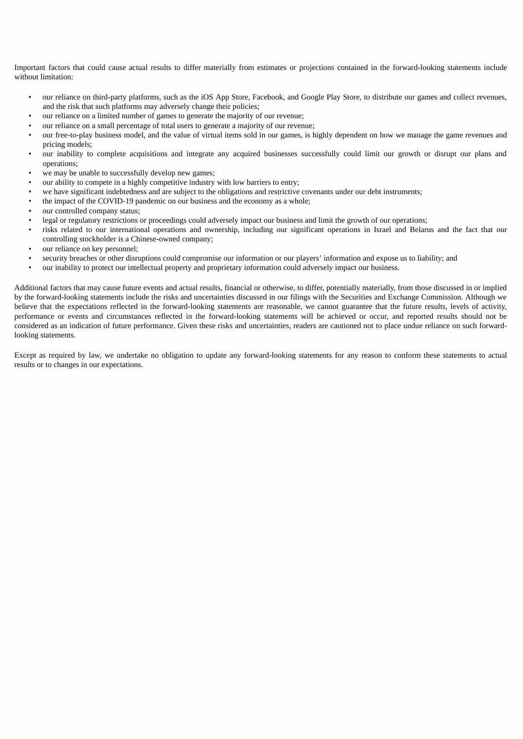Important factors that could cause actual results to differ materially from estimates or projections contained in the forward-looking statements include without limitation:

- our reliance on third-party platforms, such as the iOS App Store, Facebook, and Google Play Store, to distribute our games and collect revenues, and the risk that such platforms may adversely change their policies;
- our reliance on a limited number of games to generate the majority of our revenue;
- our reliance on a small percentage of total users to generate a majority of our revenue;
- our free-to-play business model, and the value of virtual items sold in our games, is highly dependent on how we manage the game revenues and pricing models;
- our inability to complete acquisitions and integrate any acquired businesses successfully could limit our growth or disrupt our plans and operations;
- we may be unable to successfully develop new games;
- our ability to compete in a highly competitive industry with low barriers to entry;
- we have significant indebtedness and are subject to the obligations and restrictive covenants under our debt instruments;
- the impact of the COVID-19 pandemic on our business and the economy as a whole;
- our controlled company status;
- legal or regulatory restrictions or proceedings could adversely impact our business and limit the growth of our operations;
- risks related to our international operations and ownership, including our significant operations in Israel and Belarus and the fact that our controlling stockholder is a Chinese-owned company;
- our reliance on key personnel;
- security breaches or other disruptions could compromise our information or our players' information and expose us to liability; and
- our inability to protect our intellectual property and proprietary information could adversely impact our business.

Additional factors that may cause future events and actual results, financial or otherwise, to differ, potentially materially, from those discussed in or implied by the forward-looking statements include the risks and uncertainties discussed in our filings with the Securities and Exchange Commission. Although we believe that the expectations reflected in the forward-looking statements are reasonable, we cannot guarantee that the future results, levels of activity, performance or events and circumstances reflected in the forward-looking statements will be achieved or occur, and reported results should not be considered as an indication of future performance. Given these risks and uncertainties, readers are cautioned not to place undue reliance on such forward-looking statements.

Except as required by law, we undertake no obligation to update any forward-looking statements for any reason to conform these statements to actual results or to changes in our expectations.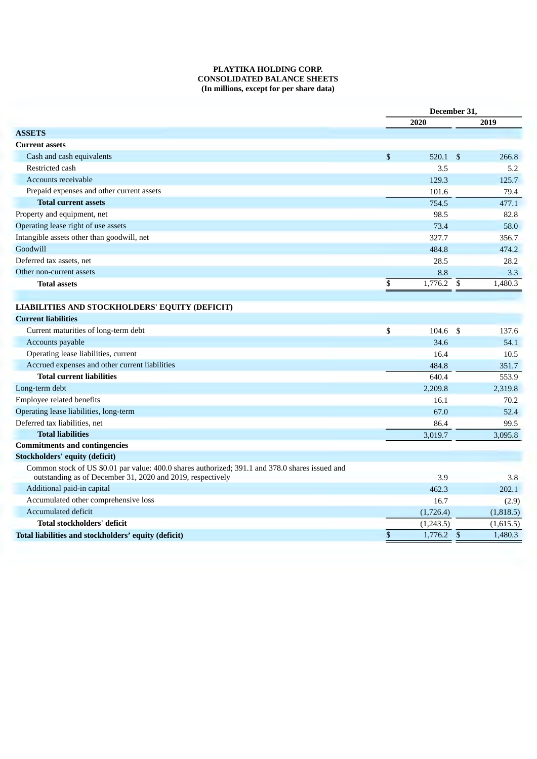**PLAYTIKA HOLDING CORP.**
**CONSOLIDATED BALANCE SHEETS**
**(In millions, except for per share data)**

| | December 31, | |
|---|---|---|
| | 2020 | 2019 |
| **ASSETS** | | |
| **Current assets** | | |
| Cash and cash equivalents | $ 520.1 | $ 266.8 |
| Restricted cash | 3.5 | 5.2 |
| Accounts receivable | 129.3 | 125.7 |
| Prepaid expenses and other current assets | 101.6 | 79.4 |
| **Total current assets** | 754.5 | 477.1 |
| Property and equipment, net | 98.5 | 82.8 |
| Operating lease right of use assets | 73.4 | 58.0 |
| Intangible assets other than goodwill, net | 327.7 | 356.7 |
| Goodwill | 484.8 | 474.2 |
| Deferred tax assets, net | 28.5 | 28.2 |
| Other non-current assets | 8.8 | 3.3 |
| **Total assets** | $ 1,776.2 | $ 1,480.3 |
| | | |
| **LIABILITIES AND STOCKHOLDERS' EQUITY (DEFICIT)** | | |
| **Current liabilities** | | |
| Current maturities of long-term debt | $ 104.6 | $ 137.6 |
| Accounts payable | 34.6 | 54.1 |
| Operating lease liabilities, current | 16.4 | 10.5 |
| Accrued expenses and other current liabilities | 484.8 | 351.7 |
| **Total current liabilities** | 640.4 | 553.9 |
| Long-term debt | 2,209.8 | 2,319.8 |
| Employee related benefits | 16.1 | 70.2 |
| Operating lease liabilities, long-term | 67.0 | 52.4 |
| Deferred tax liabilities, net | 86.4 | 99.5 |
| **Total liabilities** | 3,019.7 | 3,095.8 |
| **Commitments and contingencies** | | |
| **Stockholders' equity (deficit)** | | |
| Common stock of US $0.01 par value: 400.0 shares authorized; 391.1 and 378.0 shares issued and outstanding as of December 31, 2020 and 2019, respectively | 3.9 | 3.8 |
| Additional paid-in capital | 462.3 | 202.1 |
| Accumulated other comprehensive loss | 16.7 | (2.9) |
| Accumulated deficit | (1,726.4) | (1,818.5) |
| **Total stockholders' deficit** | (1,243.5) | (1,615.5) |
| **Total liabilities and stockholders' equity (deficit)** | $ 1,776.2 | $ 1,480.3 |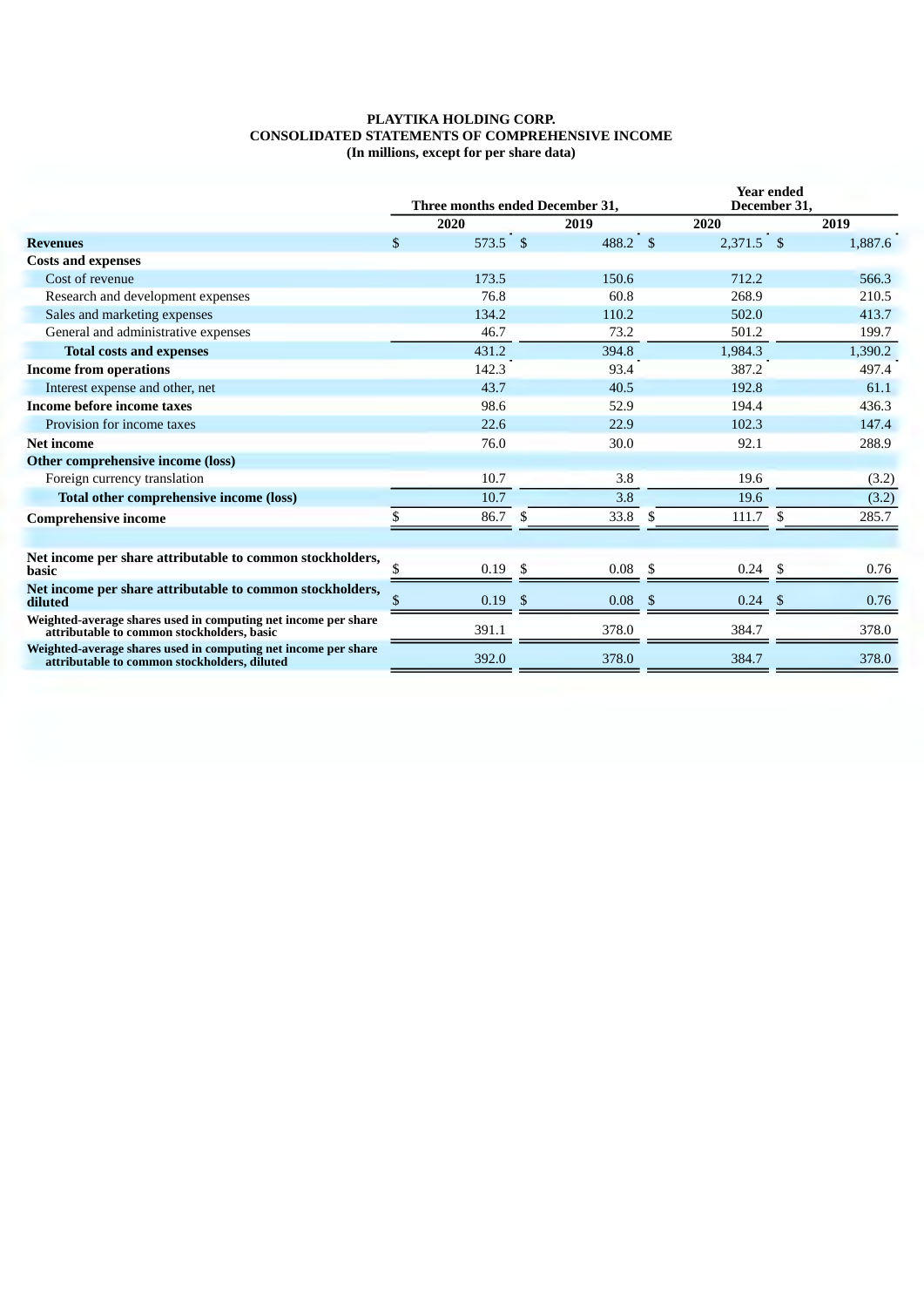**PLAYTIKA HOLDING CORP.**
**CONSOLIDATED STATEMENTS OF COMPREHENSIVE INCOME**
**(In millions, except for per share data)**

| | Three months ended December 31, | | Year ended December 31, | |
|---|---|---|---|---|
| | 2020 | 2019 | 2020 | 2019 |
| **Revenues** | $ 573.5 | $ 488.2 | $ 2,371.5 | $ 1,887.6 |
| **Costs and expenses** | | | | |
| Cost of revenue | 173.5 | 150.6 | 712.2 | 566.3 |
| Research and development expenses | 76.8 | 60.8 | 268.9 | 210.5 |
| Sales and marketing expenses | 134.2 | 110.2 | 502.0 | 413.7 |
| General and administrative expenses | 46.7 | 73.2 | 501.2 | 199.7 |
| **Total costs and expenses** | 431.2 | 394.8 | 1,984.3 | 1,390.2 |
| **Income from operations** | 142.3 | 93.4 | 387.2 | 497.4 |
| Interest expense and other, net | 43.7 | 40.5 | 192.8 | 61.1 |
| **Income before income taxes** | 98.6 | 52.9 | 194.4 | 436.3 |
| Provision for income taxes | 22.6 | 22.9 | 102.3 | 147.4 |
| **Net income** | 76.0 | 30.0 | 92.1 | 288.9 |
| **Other comprehensive income (loss)** | | | | |
| Foreign currency translation | 10.7 | 3.8 | 19.6 | (3.2) |
| **Total other comprehensive income (loss)** | 10.7 | 3.8 | 19.6 | (3.2) |
| **Comprehensive income** | $ 86.7 | $ 33.8 | $ 111.7 | $ 285.7 |
| **Net income per share attributable to common stockholders, basic** | $ 0.19 | $ 0.08 | $ 0.24 | $ 0.76 |
| **Net income per share attributable to common stockholders, diluted** | $ 0.19 | $ 0.08 | $ 0.24 | $ 0.76 |
| **Weighted-average shares used in computing net income per share attributable to common stockholders, basic** | 391.1 | 378.0 | 384.7 | 378.0 |
| **Weighted-average shares used in computing net income per share attributable to common stockholders, diluted** | 392.0 | 378.0 | 384.7 | 378.0 |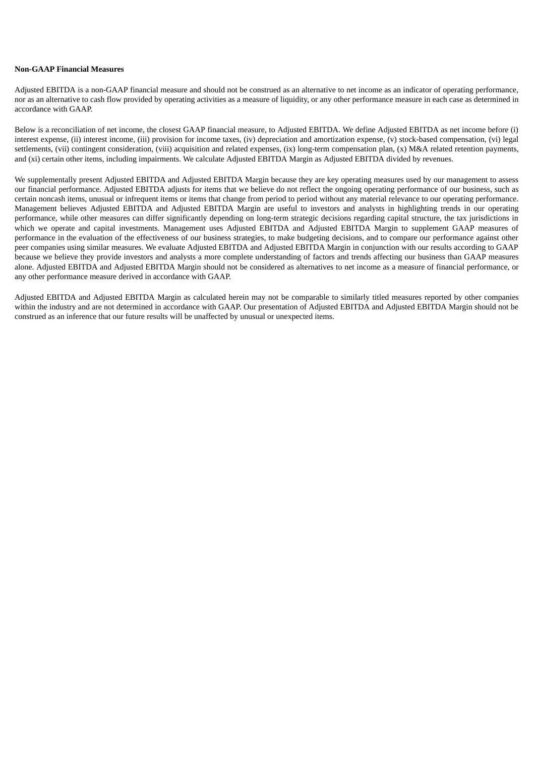**Non-GAAP Financial Measures**

Adjusted EBITDA is a non-GAAP financial measure and should not be construed as an alternative to net income as an indicator of operating performance, nor as an alternative to cash flow provided by operating activities as a measure of liquidity, or any other performance measure in each case as determined in accordance with GAAP.

Below is a reconciliation of net income, the closest GAAP financial measure, to Adjusted EBITDA. We define Adjusted EBITDA as net income before (i) interest expense, (ii) interest income, (iii) provision for income taxes, (iv) depreciation and amortization expense, (v) stock-based compensation, (vi) legal settlements, (vii) contingent consideration, (viii) acquisition and related expenses, (ix) long-term compensation plan, (x) M&A related retention payments, and (xi) certain other items, including impairments. We calculate Adjusted EBITDA Margin as Adjusted EBITDA divided by revenues.

We supplementally present Adjusted EBITDA and Adjusted EBITDA Margin because they are key operating measures used by our management to assess our financial performance. Adjusted EBITDA adjusts for items that we believe do not reflect the ongoing operating performance of our business, such as certain noncash items, unusual or infrequent items or items that change from period to period without any material relevance to our operating performance. Management believes Adjusted EBITDA and Adjusted EBITDA Margin are useful to investors and analysts in highlighting trends in our operating performance, while other measures can differ significantly depending on long-term strategic decisions regarding capital structure, the tax jurisdictions in which we operate and capital investments. Management uses Adjusted EBITDA and Adjusted EBITDA Margin to supplement GAAP measures of performance in the evaluation of the effectiveness of our business strategies, to make budgeting decisions, and to compare our performance against other peer companies using similar measures. We evaluate Adjusted EBITDA and Adjusted EBITDA Margin in conjunction with our results according to GAAP because we believe they provide investors and analysts a more complete understanding of factors and trends affecting our business than GAAP measures alone. Adjusted EBITDA and Adjusted EBITDA Margin should not be considered as alternatives to net income as a measure of financial performance, or any other performance measure derived in accordance with GAAP.

Adjusted EBITDA and Adjusted EBITDA Margin as calculated herein may not be comparable to similarly titled measures reported by other companies within the industry and are not determined in accordance with GAAP. Our presentation of Adjusted EBITDA and Adjusted EBITDA Margin should not be construed as an inference that our future results will be unaffected by unusual or unexpected items.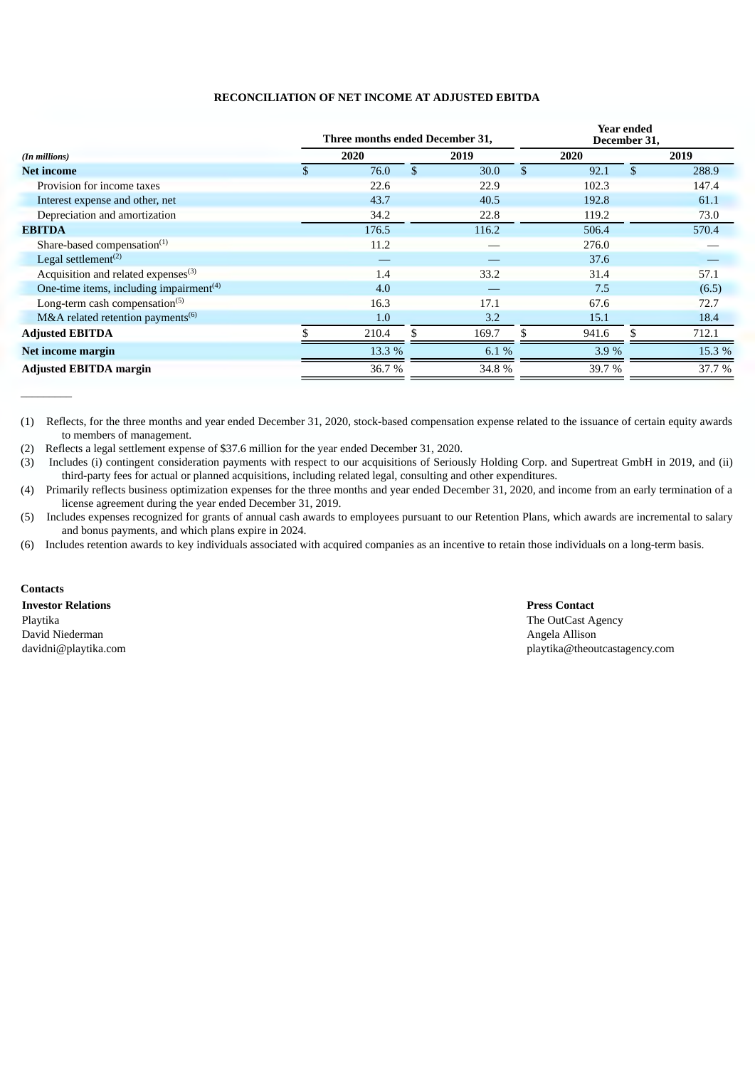**RECONCILIATION OF NET INCOME AT ADJUSTED EBITDA**

| | Three months ended December 31, | | Year ended December 31, | |
|---|---|---|---|---|
| *(In millions)* | 2020 | 2019 | 2020 | 2019 |
| **Net income** | $ 76.0 | $ 30.0 | $ 92.1 | $ 288.9 |
| Provision for income taxes | 22.6 | 22.9 | 102.3 | 147.4 |
| Interest expense and other, net | 43.7 | 40.5 | 192.8 | 61.1 |
| Depreciation and amortization | 34.2 | 22.8 | 119.2 | 73.0 |
| **EBITDA** | 176.5 | 116.2 | 506.4 | 570.4 |
| Share-based compensation(1) | 11.2 | — | 276.0 | — |
| Legal settlement(2) | — | — | 37.6 | — |
| Acquisition and related expenses(3) | 1.4 | 33.2 | 31.4 | 57.1 |
| One-time items, including impairment(4) | 4.0 | — | 7.5 | (6.5) |
| Long-term cash compensation(5) | 16.3 | 17.1 | 67.6 | 72.7 |
| M&A related retention payments(6) | 1.0 | 3.2 | 15.1 | 18.4 |
| **Adjusted EBITDA** | $ 210.4 | $ 169.7 | $ 941.6 | $ 712.1 |
| **Net income margin** | 13.3 % | 6.1 % | 3.9 % | 15.3 % |
| **Adjusted EBITDA margin** | 36.7 % | 34.8 % | 39.7 % | 37.7 % |

(1) Reflects, for the three months and year ended December 31, 2020, stock-based compensation expense related to the issuance of certain equity awards to members of management.

(2) Reflects a legal settlement expense of $37.6 million for the year ended December 31, 2020.

(3) Includes (i) contingent consideration payments with respect to our acquisitions of Seriously Holding Corp. and Supertreat GmbH in 2019, and (ii) third-party fees for actual or planned acquisitions, including related legal, consulting and other expenditures.

(4) Primarily reflects business optimization expenses for the three months and year ended December 31, 2020, and income from an early termination of a license agreement during the year ended December 31, 2019.

(5) Includes expenses recognized for grants of annual cash awards to employees pursuant to our Retention Plans, which awards are incremental to salary and bonus payments, and which plans expire in 2024.

(6) Includes retention awards to key individuals associated with acquired companies as an incentive to retain those individuals on a long-term basis.

**Contacts**

**Investor Relations**
Playtika
David Niederman
davidni@playtika.com

**Press Contact**
The OutCast Agency
Angela Allison
playtika@theoutcastagency.com